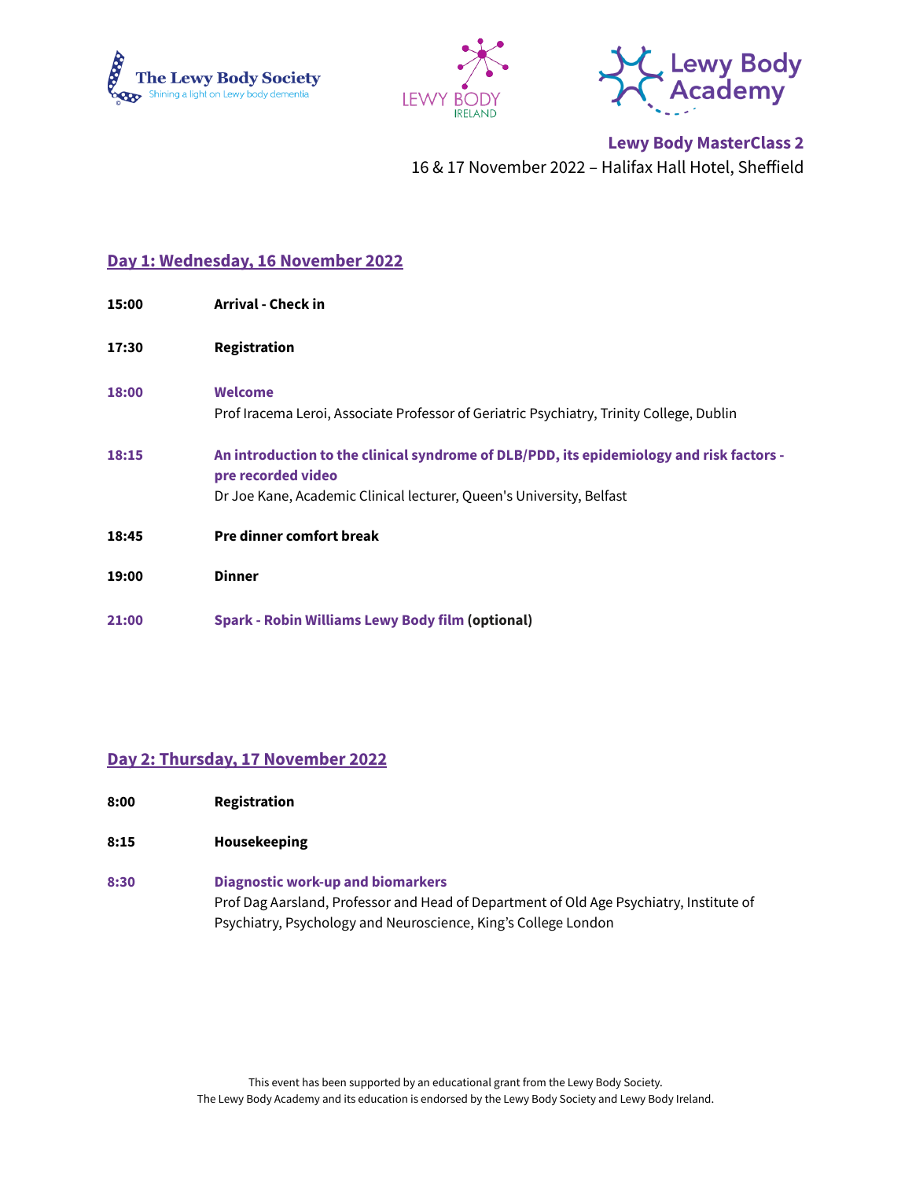**Lewy Body MasterClass 2**

16 & 17 November 2022 – Halifax Hall Hotel, Sheffield

## Day 1: Wednesday, 16 November 2022

**15:00** **Arrival - Check in**

**17:30** **Registration**

**18:00** **Welcome**
Prof Iracema Leroi, Associate Professor of Geriatric Psychiatry, Trinity College, Dublin

**18:15** **An introduction to the clinical syndrome of DLB/PDD, its epidemiology and risk factors - pre recorded video**
Dr Joe Kane, Academic Clinical lecturer, Queen's University, Belfast

**18:45** **Pre dinner comfort break**

**19:00** **Dinner**

**21:00** **Spark - Robin Williams Lewy Body film (optional)**

## Day 2: Thursday, 17 November 2022

**8:00** **Registration**

**8:15** **Housekeeping**

**8:30** **Diagnostic work-up and biomarkers**
Prof Dag Aarsland, Professor and Head of Department of Old Age Psychiatry, Institute of Psychiatry, Psychology and Neuroscience, King's College London

This event has been supported by an educational grant from the Lewy Body Society.
The Lewy Body Academy and its education is endorsed by the Lewy Body Society and Lewy Body Ireland.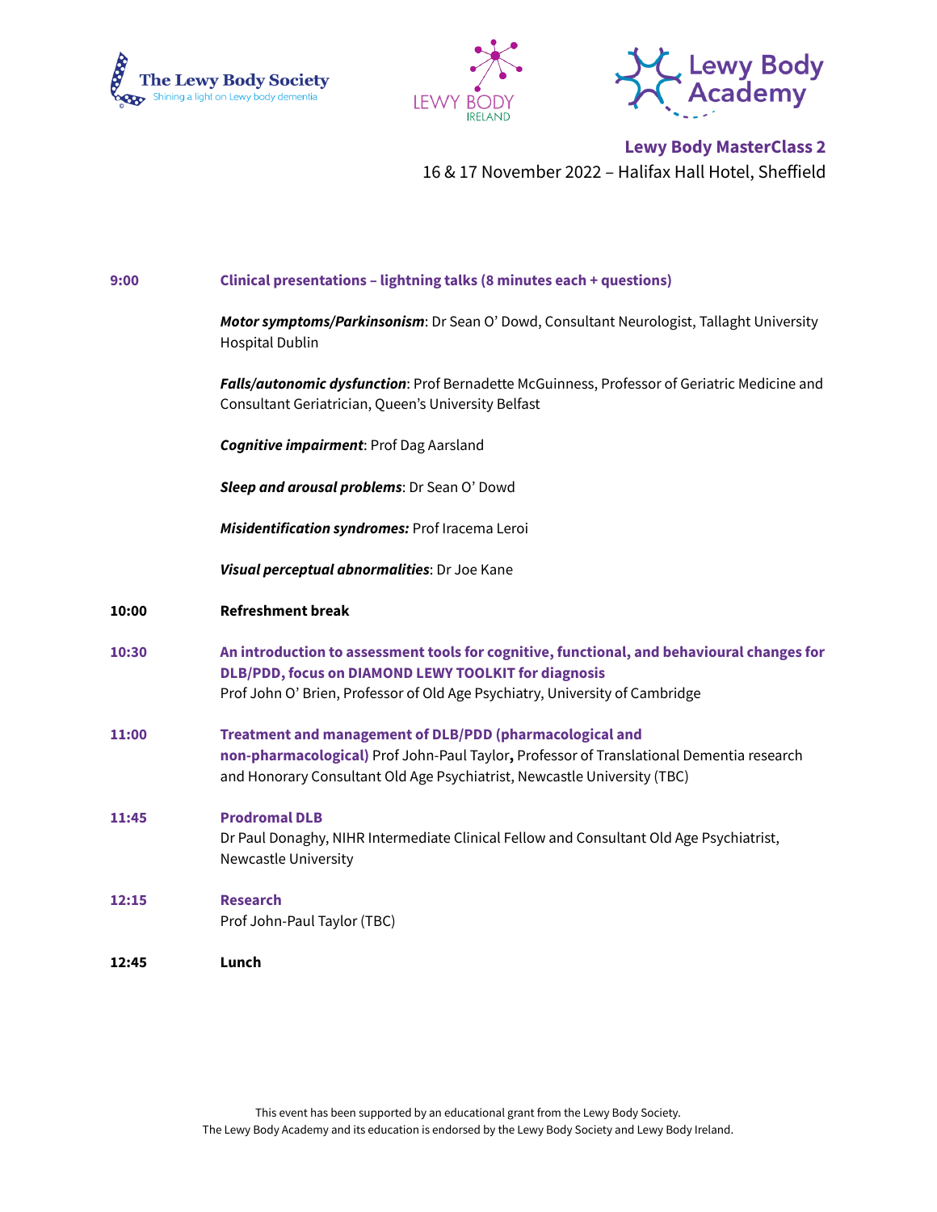**Lewy Body MasterClass 2**

16 & 17 November 2022 – Halifax Hall Hotel, Sheffield

| | |
|---|---|
| **9:00** | **Clinical presentations – lightning talks (8 minutes each + questions)** |
| | ***Motor symptoms/Parkinsonism***: Dr Sean O' Dowd, Consultant Neurologist, Tallaght University Hospital Dublin |
| | ***Falls/autonomic dysfunction***: Prof Bernadette McGuinness, Professor of Geriatric Medicine and Consultant Geriatrician, Queen's University Belfast |
| | ***Cognitive impairment***: Prof Dag Aarsland |
| | ***Sleep and arousal problems***: Dr Sean O' Dowd |
| | ***Misidentification syndromes:*** Prof Iracema Leroi |
| | ***Visual perceptual abnormalities***: Dr Joe Kane |
| **10:00** | **Refreshment break** |
| **10:30** | **An introduction to assessment tools for cognitive, functional, and behavioural changes for DLB/PDD, focus on DIAMOND LEWY TOOLKIT for diagnosis** Prof John O' Brien, Professor of Old Age Psychiatry, University of Cambridge |
| **11:00** | **Treatment and management of DLB/PDD (pharmacological and non-pharmacological)** Prof John-Paul Taylor**,** Professor of Translational Dementia research and Honorary Consultant Old Age Psychiatrist, Newcastle University (TBC) |
| **11:45** | **Prodromal DLB** Dr Paul Donaghy, NIHR Intermediate Clinical Fellow and Consultant Old Age Psychiatrist, Newcastle University |
| **12:15** | **Research** Prof John-Paul Taylor (TBC) |
| **12:45** | **Lunch** |

This event has been supported by an educational grant from the Lewy Body Society.
The Lewy Body Academy and its education is endorsed by the Lewy Body Society and Lewy Body Ireland.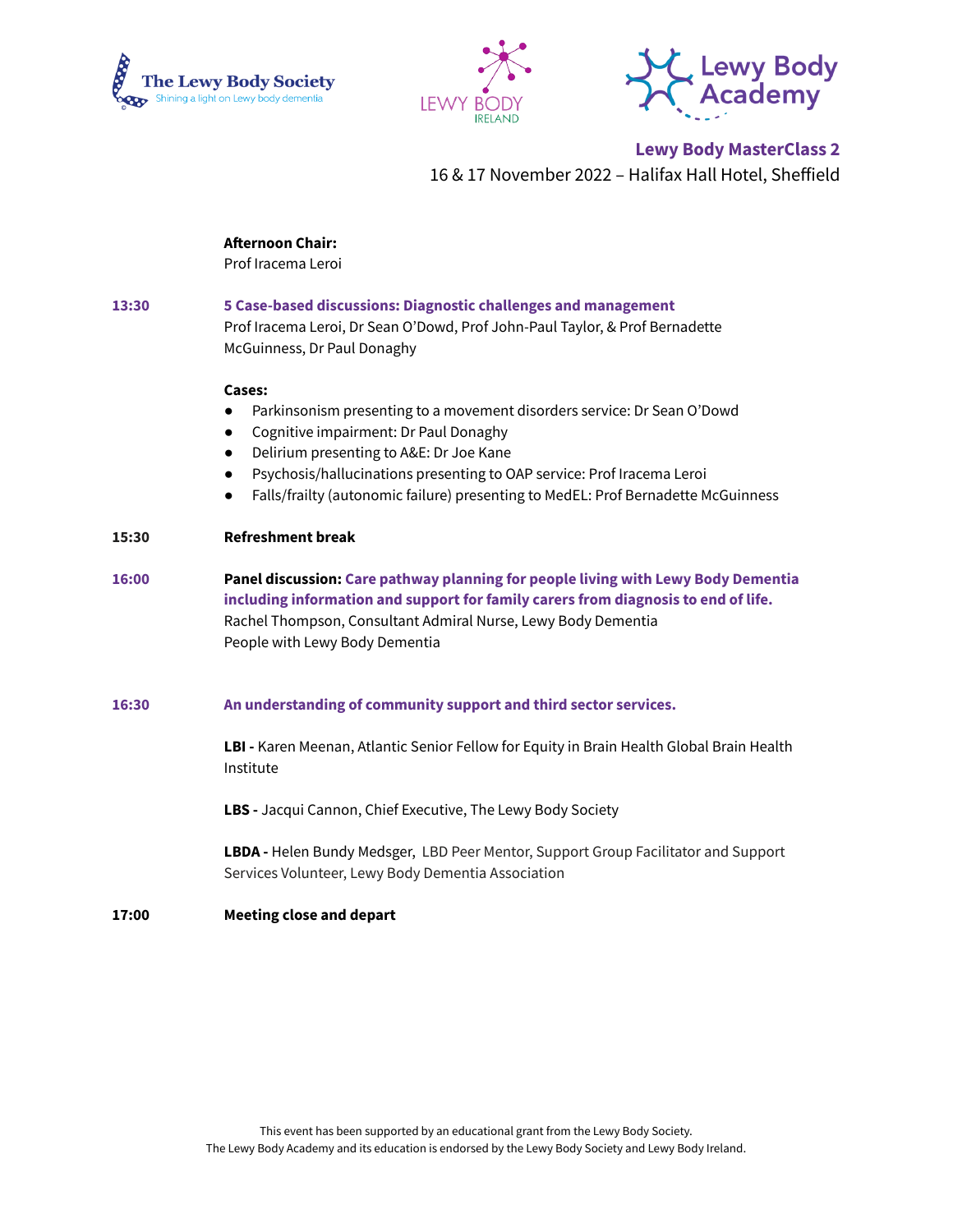The Lewy Body Society
Shining a light on Lewy body dementia

LEWY BODY IRELAND

Lewy Body Academy

**Lewy Body MasterClass 2**

16 & 17 November 2022 – Halifax Hall Hotel, Sheffield

**Afternoon Chair:**
Prof Iracema Leroi

**13:30** **5 Case-based discussions: Diagnostic challenges and management**
Prof Iracema Leroi, Dr Sean O'Dowd, Prof John-Paul Taylor, & Prof Bernadette McGuinness, Dr Paul Donaghy

**Cases:**

- Parkinsonism presenting to a movement disorders service: Dr Sean O'Dowd
- Cognitive impairment: Dr Paul Donaghy
- Delirium presenting to A&E: Dr Joe Kane
- Psychosis/hallucinations presenting to OAP service: Prof Iracema Leroi
- Falls/frailty (autonomic failure) presenting to MedEL: Prof Bernadette McGuinness

**15:30** **Refreshment break**

**16:00** **Panel discussion: Care pathway planning for people living with Lewy Body Dementia including information and support for family carers from diagnosis to end of life.**
Rachel Thompson, Consultant Admiral Nurse, Lewy Body Dementia
People with Lewy Body Dementia

**16:30** **An understanding of community support and third sector services.**

**LBI -** Karen Meenan, Atlantic Senior Fellow for Equity in Brain Health Global Brain Health Institute

**LBS -** Jacqui Cannon, Chief Executive, The Lewy Body Society

**LBDA -** Helen Bundy Medsger, LBD Peer Mentor, Support Group Facilitator and Support Services Volunteer, Lewy Body Dementia Association

**17:00** **Meeting close and depart**

This event has been supported by an educational grant from the Lewy Body Society.
The Lewy Body Academy and its education is endorsed by the Lewy Body Society and Lewy Body Ireland.